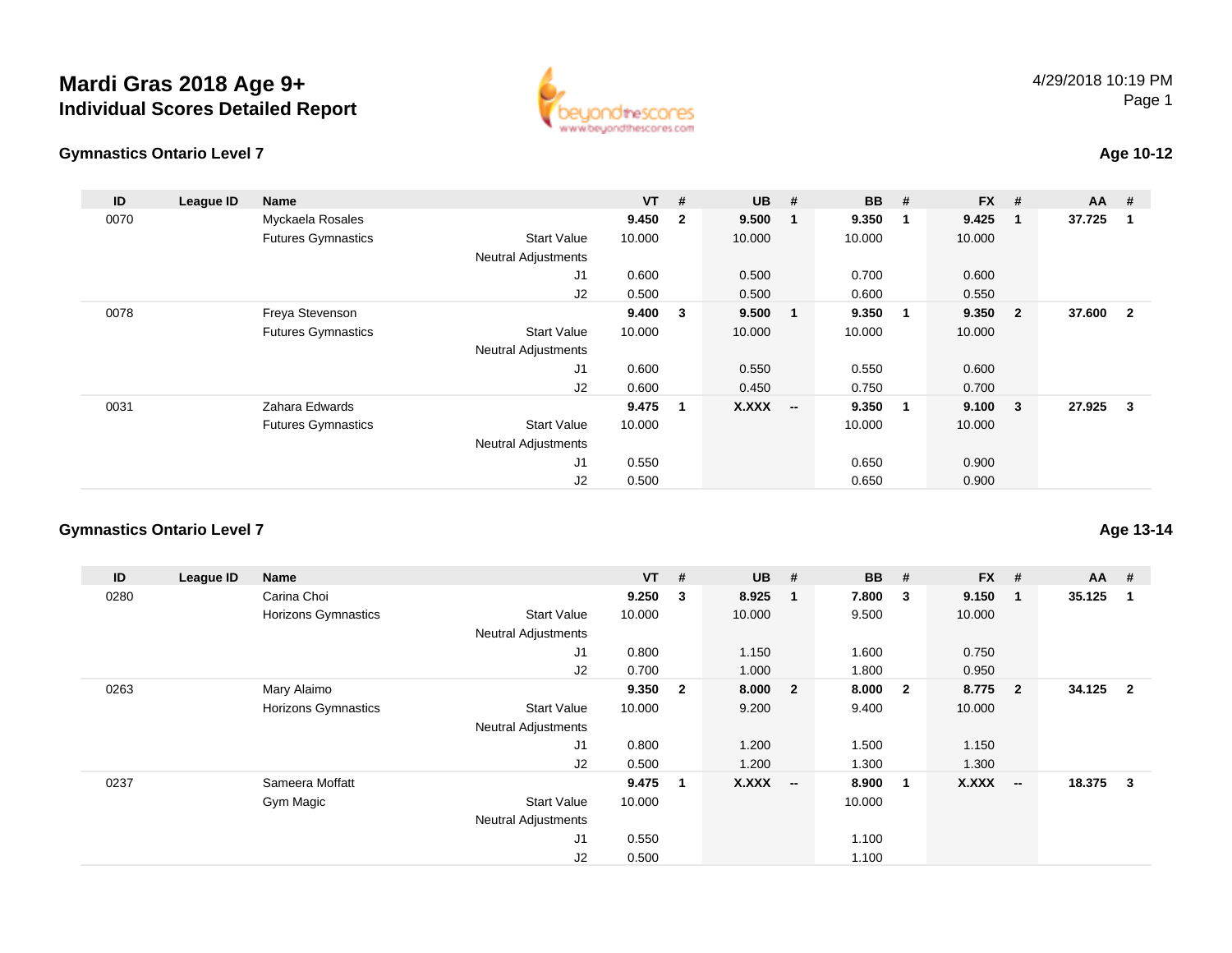# Mardi Gras 2018 Age 9+

## Individual Scores Detailed Report

4/29/2018 10:19 PM

### Gymnastics Ontario Level 7

**Age 10-12**

| ID | League ID | Name | | VT | # | UB | # | BB | # | FX | # | AA | # |
|---|---|---|---|---|---|---|---|---|---|---|---|---|---|
| 0070 | | Myckaela Rosales | | **9.450** | **2** | **9.500** | **1** | **9.350** | **1** | **9.425** | **1** | **37.725** | **1** |
| | | Futures Gymnastics | Start Value | 10.000 | | 10.000 | | 10.000 | | 10.000 | | | |
| | | | Neutral Adjustments | | | | | | | | | | |
| | | | J1 | 0.600 | | 0.500 | | 0.700 | | 0.600 | | | |
| | | | J2 | 0.500 | | 0.500 | | 0.600 | | 0.550 | | | |
| 0078 | | Freya Stevenson | | **9.400** | **3** | **9.500** | **1** | **9.350** | **1** | **9.350** | **2** | **37.600** | **2** |
| | | Futures Gymnastics | Start Value | 10.000 | | 10.000 | | 10.000 | | 10.000 | | | |
| | | | Neutral Adjustments | | | | | | | | | | |
| | | | J1 | 0.600 | | 0.550 | | 0.550 | | 0.600 | | | |
| | | | J2 | 0.600 | | 0.450 | | 0.750 | | 0.700 | | | |
| 0031 | | Zahara Edwards | | **9.475** | **1** | **X.XXX** | **--** | **9.350** | **1** | **9.100** | **3** | **27.925** | **3** |
| | | Futures Gymnastics | Start Value | 10.000 | | | | 10.000 | | 10.000 | | | |
| | | | Neutral Adjustments | | | | | | | | | | |
| | | | J1 | 0.550 | | | | 0.650 | | 0.900 | | | |
| | | | J2 | 0.500 | | | | 0.650 | | 0.900 | | | |

### Gymnastics Ontario Level 7

**Age 13-14**

| ID | League ID | Name | | VT | # | UB | # | BB | # | FX | # | AA | # |
|---|---|---|---|---|---|---|---|---|---|---|---|---|---|
| 0280 | | Carina Choi | | **9.250** | **3** | **8.925** | **1** | **7.800** | **3** | **9.150** | **1** | **35.125** | **1** |
| | | Horizons Gymnastics | Start Value | 10.000 | | 10.000 | | 9.500 | | 10.000 | | | |
| | | | Neutral Adjustments | | | | | | | | | | |
| | | | J1 | 0.800 | | 1.150 | | 1.600 | | 0.750 | | | |
| | | | J2 | 0.700 | | 1.000 | | 1.800 | | 0.950 | | | |
| 0263 | | Mary Alaimo | | **9.350** | **2** | **8.000** | **2** | **8.000** | **2** | **8.775** | **2** | **34.125** | **2** |
| | | Horizons Gymnastics | Start Value | 10.000 | | 9.200 | | 9.400 | | 10.000 | | | |
| | | | Neutral Adjustments | | | | | | | | | | |
| | | | J1 | 0.800 | | 1.200 | | 1.500 | | 1.150 | | | |
| | | | J2 | 0.500 | | 1.200 | | 1.300 | | 1.300 | | | |
| 0237 | | Sameera Moffatt | | **9.475** | **1** | **X.XXX** | **--** | **8.900** | **1** | **X.XXX** | **--** | **18.375** | **3** |
| | | Gym Magic | Start Value | 10.000 | | | | 10.000 | | | | | |
| | | | Neutral Adjustments | | | | | | | | | | |
| | | | J1 | 0.550 | | | | 1.100 | | | | | |
| | | | J2 | 0.500 | | | | 1.100 | | | | | |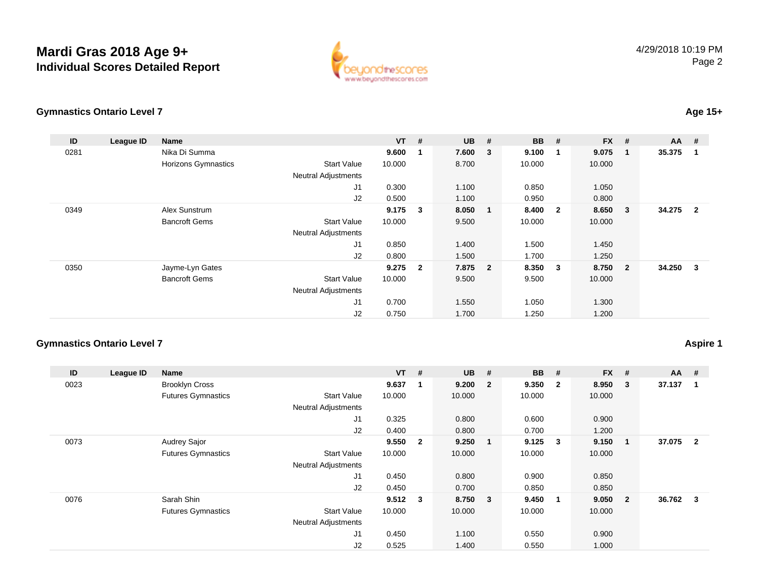# Mardi Gras 2018 Age 9+

## Individual Scores Detailed Report

4/29/2018 10:19 PM

### Gymnastics Ontario Level 7

**Age 15+**

| ID | League ID | Name | | VT | # | UB | # | BB | # | FX | # | AA | # |
|---|---|---|---|---|---|---|---|---|---|---|---|---|---|
| 0281 | | Nika Di Summa | | **9.600** | **1** | **7.600** | **3** | **9.100** | **1** | **9.075** | **1** | **35.375** | **1** |
| | | Horizons Gymnastics | Start Value | 10.000 | | 8.700 | | 10.000 | | 10.000 | | | |
| | | | Neutral Adjustments | | | | | | | | | | |
| | | | J1 | 0.300 | | 1.100 | | 0.850 | | 1.050 | | | |
| | | | J2 | 0.500 | | 1.100 | | 0.950 | | 0.800 | | | |
| 0349 | | Alex Sunstrum | | **9.175** | **3** | **8.050** | **1** | **8.400** | **2** | **8.650** | **3** | **34.275** | **2** |
| | | Bancroft Gems | Start Value | 10.000 | | 9.500 | | 10.000 | | 10.000 | | | |
| | | | Neutral Adjustments | | | | | | | | | | |
| | | | J1 | 0.850 | | 1.400 | | 1.500 | | 1.450 | | | |
| | | | J2 | 0.800 | | 1.500 | | 1.700 | | 1.250 | | | |
| 0350 | | Jayme-Lyn Gates | | **9.275** | **2** | **7.875** | **2** | **8.350** | **3** | **8.750** | **2** | **34.250** | **3** |
| | | Bancroft Gems | Start Value | 10.000 | | 9.500 | | 9.500 | | 10.000 | | | |
| | | | Neutral Adjustments | | | | | | | | | | |
| | | | J1 | 0.700 | | 1.550 | | 1.050 | | 1.300 | | | |
| | | | J2 | 0.750 | | 1.700 | | 1.250 | | 1.200 | | | |

### Gymnastics Ontario Level 7

**Aspire 1**

| ID | League ID | Name | | VT | # | UB | # | BB | # | FX | # | AA | # |
|---|---|---|---|---|---|---|---|---|---|---|---|---|---|
| 0023 | | Brooklyn Cross | | **9.637** | **1** | **9.200** | **2** | **9.350** | **2** | **8.950** | **3** | **37.137** | **1** |
| | | Futures Gymnastics | Start Value | 10.000 | | 10.000 | | 10.000 | | 10.000 | | | |
| | | | Neutral Adjustments | | | | | | | | | | |
| | | | J1 | 0.325 | | 0.800 | | 0.600 | | 0.900 | | | |
| | | | J2 | 0.400 | | 0.800 | | 0.700 | | 1.200 | | | |
| 0073 | | Audrey Sajor | | **9.550** | **2** | **9.250** | **1** | **9.125** | **3** | **9.150** | **1** | **37.075** | **2** |
| | | Futures Gymnastics | Start Value | 10.000 | | 10.000 | | 10.000 | | 10.000 | | | |
| | | | Neutral Adjustments | | | | | | | | | | |
| | | | J1 | 0.450 | | 0.800 | | 0.900 | | 0.850 | | | |
| | | | J2 | 0.450 | | 0.700 | | 0.850 | | 0.850 | | | |
| 0076 | | Sarah Shin | | **9.512** | **3** | **8.750** | **3** | **9.450** | **1** | **9.050** | **2** | **36.762** | **3** |
| | | Futures Gymnastics | Start Value | 10.000 | | 10.000 | | 10.000 | | 10.000 | | | |
| | | | Neutral Adjustments | | | | | | | | | | |
| | | | J1 | 0.450 | | 1.100 | | 0.550 | | 0.900 | | | |
| | | | J2 | 0.525 | | 1.400 | | 0.550 | | 1.000 | | | |